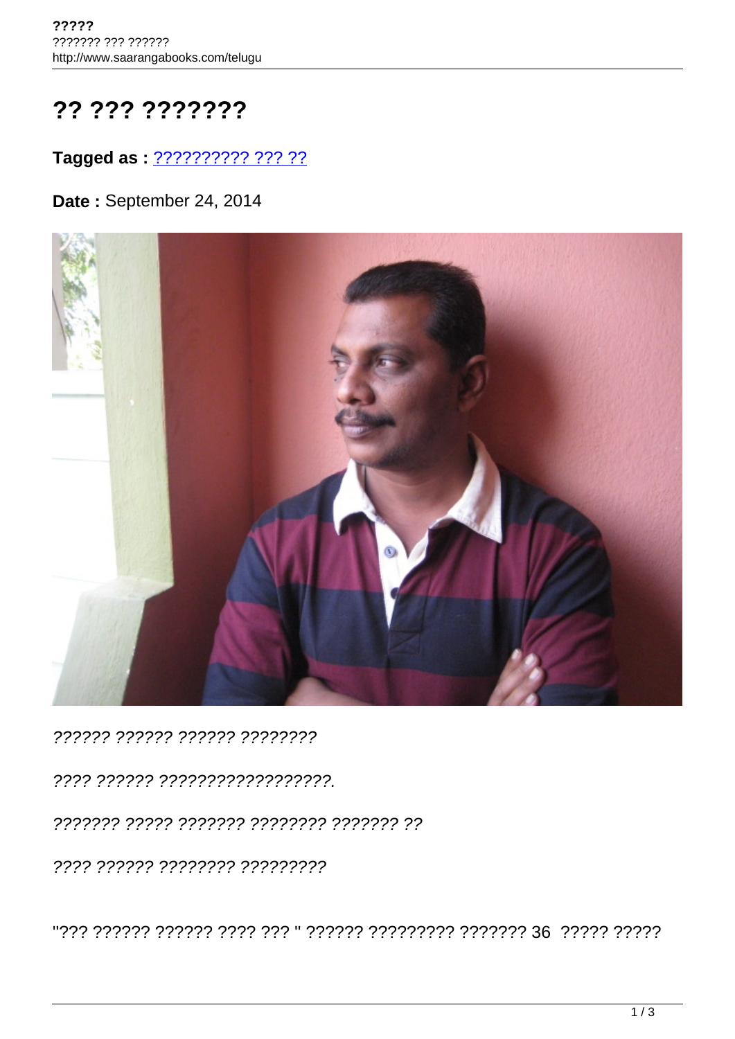# ?? ??? ???????

**Tagged as :** ?????????? ??? ??

**Date :** September 24, 2014

*?????? ?????? ?????? ????????*

*???? ?????? ??????????????????.*

*??????? ????? ??????? ???????? ??????? ??*

*???? ?????? ???????? ?????????*

"??? ?????? ?????? ???? ??? " ?????? ????????? ??????? 36 ????? ?????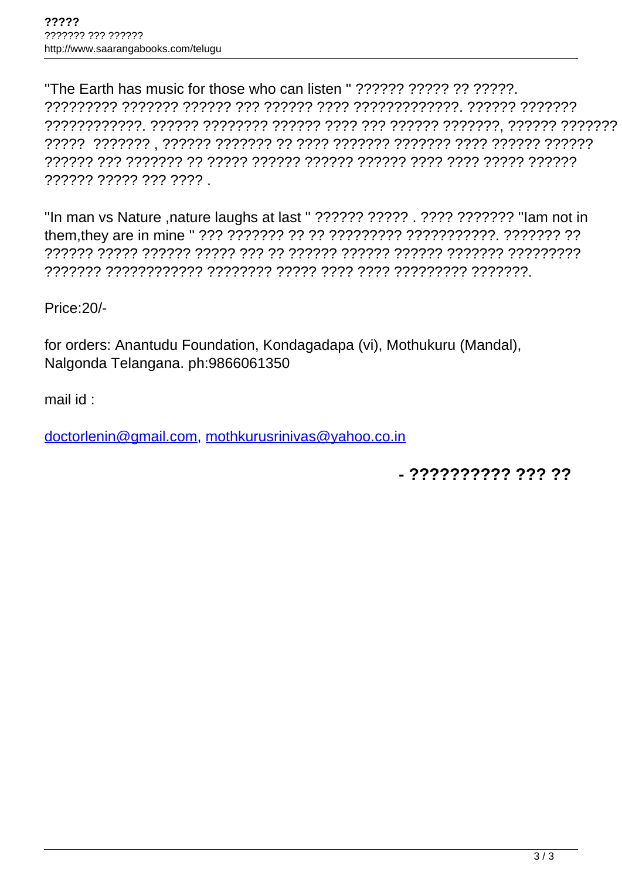"The Earth has music for those who can listen " ?????? ????? ?? ?????. ????????? ??????? ?????? ??? ?????? ???? ?????????????. ?????? ??????? ????????????. ?????? ???????? ?????? ???? ??? ?????? ???????, ?????? ??????? ?????  ??????? , ?????? ??????? ?? ???? ??????? ??????? ???? ?????? ?????? ?????? ??? ??????? ?? ????? ?????? ?????? ?????? ???? ???? ????? ?????? ?????? ????? ??? ???? .

"In man vs Nature ,nature laughs at last " ?????? ????? . ???? ??????? "Iam not in them,they are in mine " ??? ??????? ?? ?? ????????? ???????????. ??????? ?? ?????? ????? ?????? ????? ??? ?? ?????? ?????? ?????? ??????? ????????? ??????? ???????????? ???????? ????? ???? ???? ????????? ???????.

Price:20/-

for orders: Anantudu Foundation, Kondagadapa (vi), Mothukuru (Mandal), Nalgonda Telangana. ph:9866061350

mail id :

doctorlenin@gmail.com, mothkurusrinivas@yahoo.co.in

**- ?????????? ??? ??**